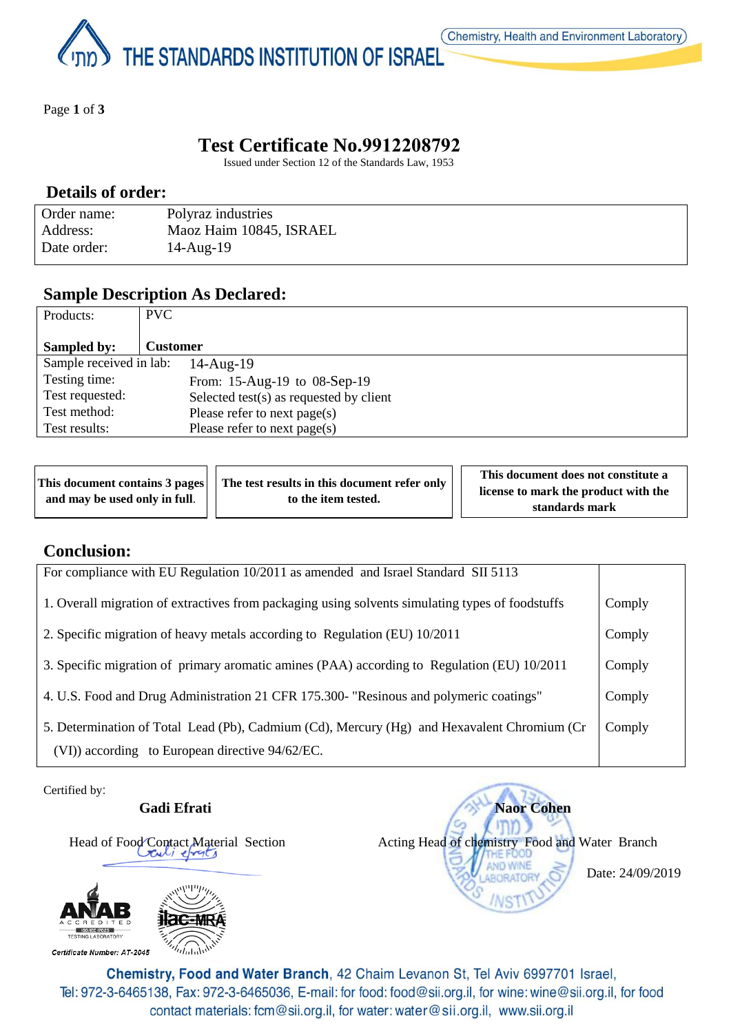THE STANDARDS INSTITUTION OF ISRAEL

Chemistry, Health and Environment Laboratory

# Test Certificate No.9912208792

Issued under Section 12 of the Standards Law, 1953

## Details of order:

| | |
|---|---|
| Order name: | Polyraz industries |
| Address: | Maoz Haim 10845, ISRAEL |
| Date order: | 14-Aug-19 |

## Sample Description As Declared:

| | |
|---|---|
| Products: | PVC |
| **Sampled by:** | **Customer** |
| Sample received in lab: | 14-Aug-19 |
| Testing time: | From: 15-Aug-19 to 08-Sep-19 |
| Test requested: | Selected test(s) as requested by client |
| Test method: | Please refer to next page(s) |
| Test results: | Please refer to next page(s) |

| | | |
|---|---|---|
| **This document contains 3 pages and may be used only in full.** | **The test results in this document refer only to the item tested.** | **This document does not constitute a license to mark the product with the standards mark** |

## Conclusion:

| For compliance with EU Regulation 10/2011 as amended and Israel Standard SII 5113 | |
|---|---|
| 1. Overall migration of extractives from packaging using solvents simulating types of foodstuffs | Comply |
| 2. Specific migration of heavy metals according to Regulation (EU) 10/2011 | Comply |
| 3. Specific migration of primary aromatic amines (PAA) according to Regulation (EU) 10/2011 | Comply |
| 4. U.S. Food and Drug Administration 21 CFR 175.300- "Resinous and polymeric coatings" | Comply |
| 5. Determination of Total Lead (Pb), Cadmium (Cd), Mercury (Hg) and Hexavalent Chromium (Cr (VI)) according to European directive 94/62/EC. | Comply |

Certified by:

**Gadi Efrati**

Head of Food Contact Material Section

**Naor Cohen**

Acting Head of chemistry Food and Water Branch

Date: 24/09/2019

ANAB ACCREDITED ISO/IEC 17025 TESTING LABORATORY

Certificate Number: AT-2045

ilac-MRA

**Chemistry, Food and Water Branch**, 42 Chaim Levanon St, Tel Aviv 6997701 Israel,
Tel: 972-3-6465138, Fax: 972-3-6465036, E-mail: for food: food@sii.org.il, for wine: wine@sii.org.il, for food contact materials: fcm@sii.org.il, for water: water@sii.org.il, www.sii.org.il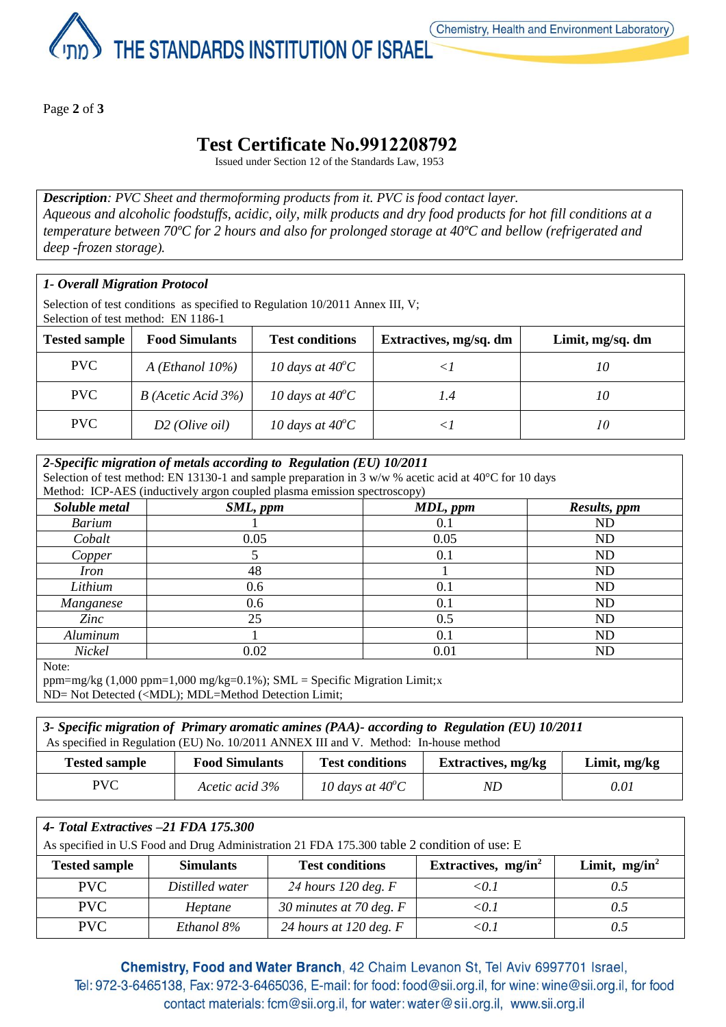# Test Certificate No.9912208792

Issued under Section 12 of the Standards Law, 1953

***Description**: PVC Sheet and thermoforming products from it. PVC is food contact layer.*
*Aqueous and alcoholic foodstuffs, acidic, oily, milk products and dry food products for hot fill conditions at a temperature between 70ºC for 2 hours and also for prolonged storage at 40ºC and bellow (refrigerated and deep -frozen storage).*

### *1- Overall Migration Protocol*

Selection of test conditions as specified to Regulation 10/2011 Annex III, V;
Selection of test method: EN 1186-1

| Tested sample | Food Simulants | Test conditions | Extractives, mg/sq. dm | Limit, mg/sq. dm |
|---|---|---|---|---|
| PVC | *A (Ethanol 10%)* | *10 days at 40°C* | *<1* | *10* |
| PVC | *B (Acetic Acid 3%)* | *10 days at 40°C* | *1.4* | *10* |
| PVC | *D2 (Olive oil)* | *10 days at 40°C* | *<1* | *10* |

### *2-Specific migration of metals according to Regulation (EU) 10/2011*

Selection of test method: EN 13130-1 and sample preparation in 3 w/w % acetic acid at 40°C for 10 days
Method: ICP-AES (inductively argon coupled plasma emission spectroscopy)

| *Soluble metal* | *SML, ppm* | *MDL, ppm* | *Results, ppm* |
|---|---|---|---|
| *Barium* | 1 | 0.1 | ND |
| *Cobalt* | 0.05 | 0.05 | ND |
| *Copper* | 5 | 0.1 | ND |
| *Iron* | 48 | 1 | ND |
| *Lithium* | 0.6 | 0.1 | ND |
| *Manganese* | 0.6 | 0.1 | ND |
| *Zinc* | 25 | 0.5 | ND |
| *Aluminum* | 1 | 0.1 | ND |
| *Nickel* | 0.02 | 0.01 | ND |

Note:
ppm=mg/kg (1,000 ppm=1,000 mg/kg=0.1%); SML = Specific Migration Limit;x
ND= Not Detected (<MDL); MDL=Method Detection Limit;

### *3- Specific migration of Primary aromatic amines (PAA)- according to Regulation (EU) 10/2011*

As specified in Regulation (EU) No. 10/2011 ANNEX III and V. Method: In-house method

| Tested sample | Food Simulants | Test conditions | Extractives, mg/kg | Limit, mg/kg |
|---|---|---|---|---|
| PVC | *Acetic acid 3%* | *10 days at 40°C* | *ND* | *0.01* |

### *4- Total Extractives –21 FDA 175.300*

As specified in U.S Food and Drug Administration 21 FDA 175.300 table 2 condition of use: E

| Tested sample | Simulants | Test conditions | Extractives, $mg/in^2$ | Limit, $mg/in^2$ |
|---|---|---|---|---|
| PVC | *Distilled water* | *24 hours 120 deg. F* | *<0.1* | *0.5* |
| PVC | *Heptane* | *30 minutes at 70 deg. F* | *<0.1* | *0.5* |
| PVC | *Ethanol 8%* | *24 hours at 120 deg. F* | *<0.1* | *0.5* |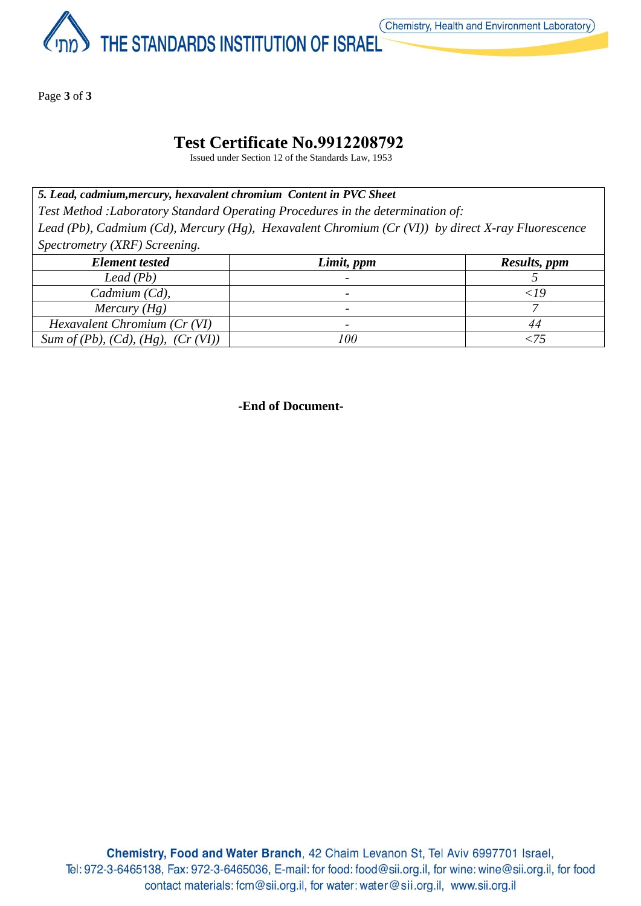# Test Certificate No.9912208792

Issued under Section 12 of the Standards Law, 1953

***5. Lead, cadmium,mercury, hexavalent chromium Content in PVC Sheet***

*Test Method :Laboratory Standard Operating Procedures in the determination of:*

*Lead (Pb), Cadmium (Cd), Mercury (Hg), Hexavalent Chromium (Cr (VI)) by direct X-ray Fluorescence Spectrometry (XRF) Screening.*

| ***Element tested*** | ***Limit, ppm*** | ***Results, ppm*** |
|---|---|---|
| *Lead (Pb)* | - | *5* |
| *Cadmium (Cd),* | - | *<19* |
| *Mercury (Hg)* | - | *7* |
| *Hexavalent Chromium (Cr (VI)* | - | *44* |
| *Sum of (Pb), (Cd), (Hg), (Cr (VI))* | *100* | *<75* |

**-End of Document-**